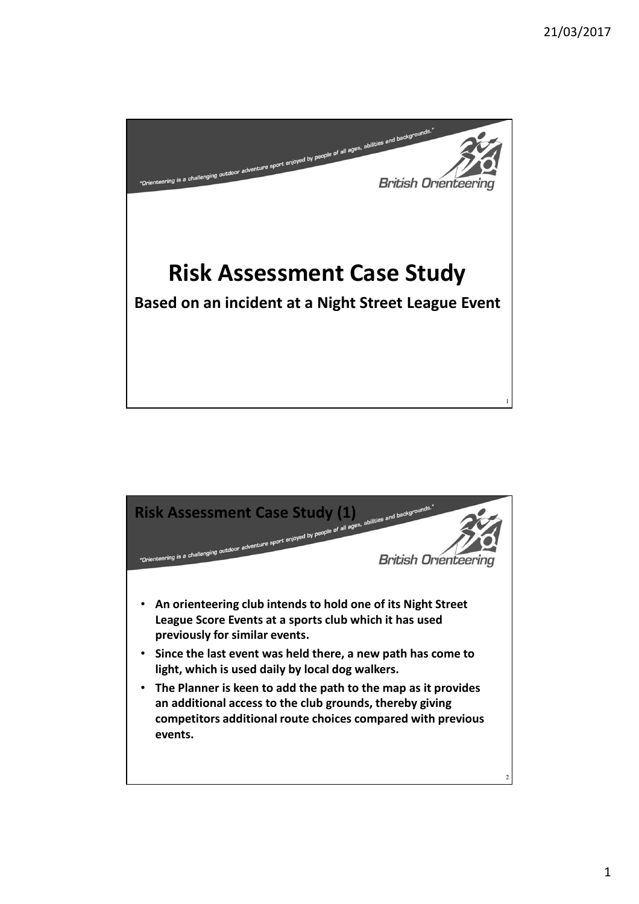# Risk Assessment Case Study

**Based on an incident at a Night Street League Event**

## Risk Assessment Case Study (1)

- **An orienteering club intends to hold one of its Night Street League Score Events at a sports club which it has used previously for similar events.**
- **Since the last event was held there, a new path has come to light, which is used daily by local dog walkers.**
- **The Planner is keen to add the path to the map as it provides an additional access to the club grounds, thereby giving competitors additional route choices compared with previous events.**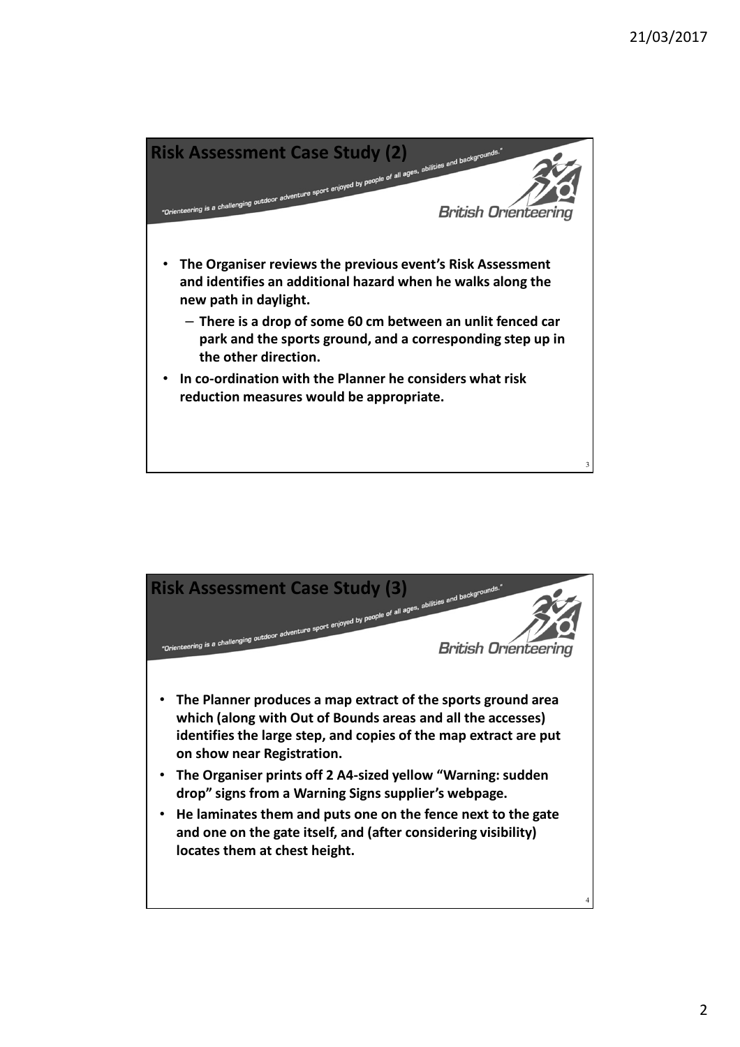## Risk Assessment Case Study (2)

"Orienteering is a challenging outdoor adventure sport enjoyed by people of all ages, abilities and backgrounds."

British Orienteering

- **The Organiser reviews the previous event's Risk Assessment and identifies an additional hazard when he walks along the new path in daylight.**
  - **There is a drop of some 60 cm between an unlit fenced car park and the sports ground, and a corresponding step up in the other direction.**
- **In co-ordination with the Planner he considers what risk reduction measures would be appropriate.**

## Risk Assessment Case Study (3)

"Orienteering is a challenging outdoor adventure sport enjoyed by people of all ages, abilities and backgrounds."

British Orienteering

- **The Planner produces a map extract of the sports ground area which (along with Out of Bounds areas and all the accesses) identifies the large step, and copies of the map extract are put on show near Registration.**
- **The Organiser prints off 2 A4-sized yellow "Warning: sudden drop" signs from a Warning Signs supplier's webpage.**
- **He laminates them and puts one on the fence next to the gate and one on the gate itself, and (after considering visibility) locates them at chest height.**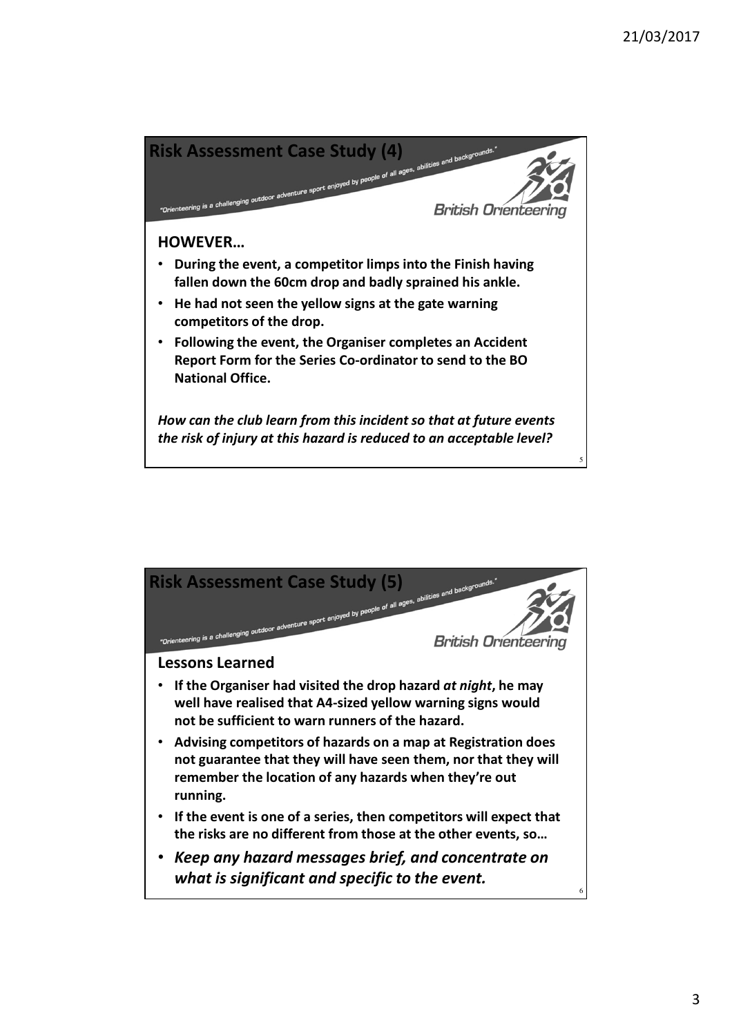## Risk Assessment Case Study (4)

"Orienteering is a challenging outdoor adventure sport enjoyed by people of all ages, abilities and backgrounds."

British Orienteering

**HOWEVER…**

- **During the event, a competitor limps into the Finish having fallen down the 60cm drop and badly sprained his ankle.**
- **He had not seen the yellow signs at the gate warning competitors of the drop.**
- **Following the event, the Organiser completes an Accident Report Form for the Series Co-ordinator to send to the BO National Office.**

***How can the club learn from this incident so that at future events the risk of injury at this hazard is reduced to an acceptable level?***

## Risk Assessment Case Study (5)

"Orienteering is a challenging outdoor adventure sport enjoyed by people of all ages, abilities and backgrounds."

British Orienteering

**Lessons Learned**

- **If the Organiser had visited the drop hazard *at night*, he may well have realised that A4-sized yellow warning signs would not be sufficient to warn runners of the hazard.**
- **Advising competitors of hazards on a map at Registration does not guarantee that they will have seen them, nor that they will remember the location of any hazards when they're out running.**
- **If the event is one of a series, then competitors will expect that the risks are no different from those at the other events, so…**
- ***Keep any hazard messages brief, and concentrate on what is significant and specific to the event.***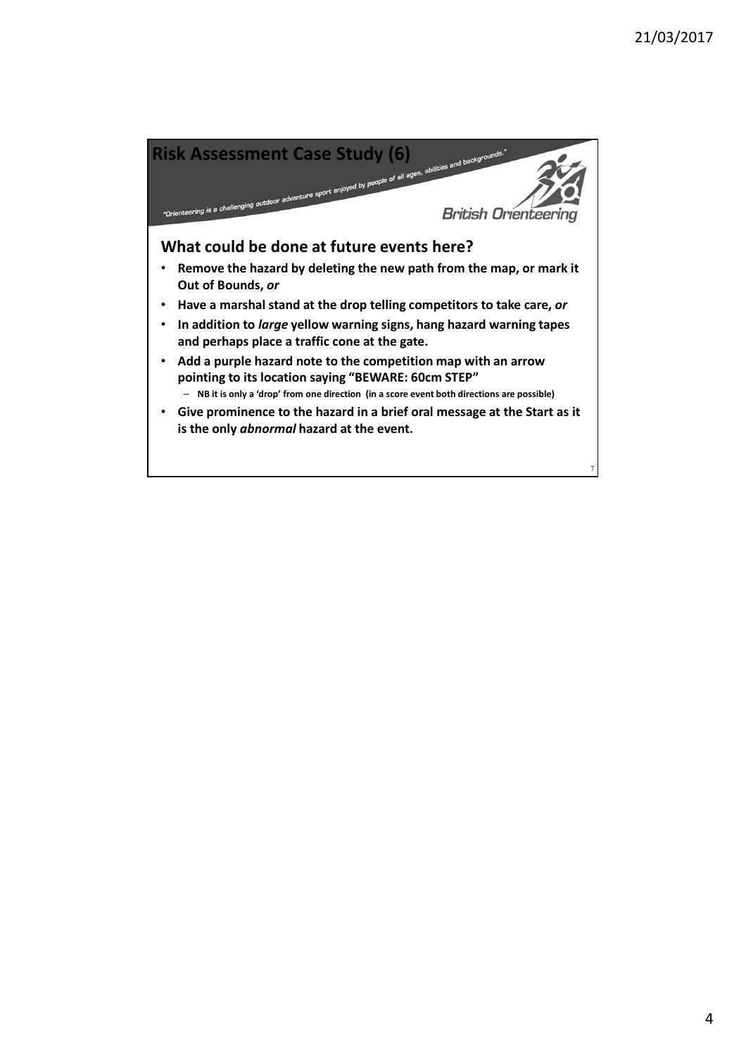# Risk Assessment Case Study (6)

"Orienteering is a challenging outdoor adventure sport enjoyed by people of all ages, abilities and backgrounds."

British Orienteering

## What could be done at future events here?

- Remove the hazard by deleting the new path from the map, or mark it Out of Bounds, *or*
- Have a marshal stand at the drop telling competitors to take care, *or*
- In addition to *large* yellow warning signs, hang hazard warning tapes and perhaps place a traffic cone at the gate.
- Add a purple hazard note to the competition map with an arrow pointing to its location saying "BEWARE: 60cm STEP"
  - NB it is only a 'drop' from one direction (in a score event both directions are possible)
- Give prominence to the hazard in a brief oral message at the Start as it is the only *abnormal* hazard at the event.